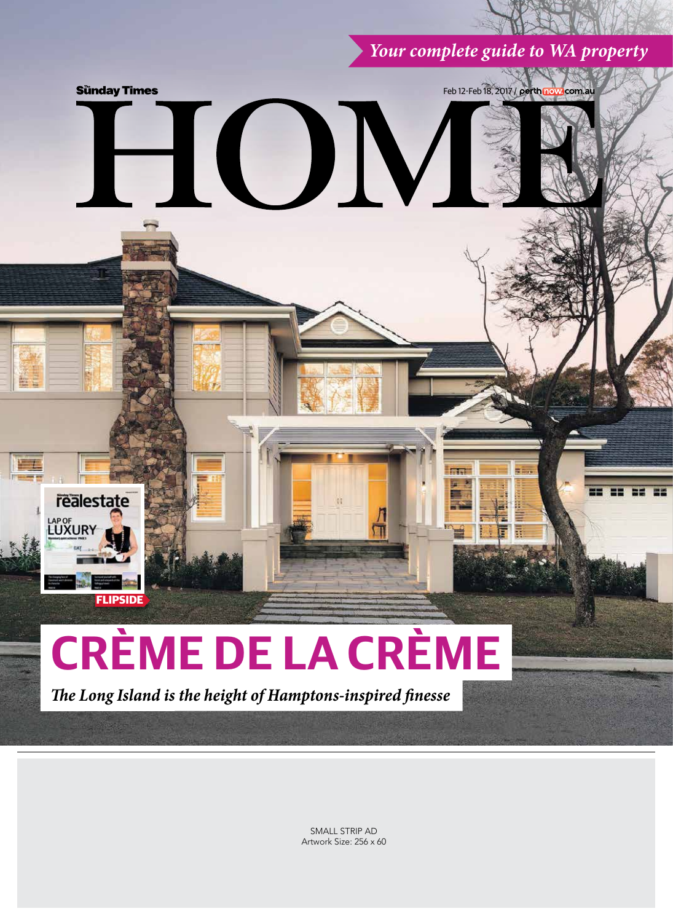*Your complete guide to WA property*

Sunday Times

Feb 12-Feb 18, 2017 / perthnow.com.au

# HOME

realestate

LAP OF LUXURY

FLIPSIDE

## CRÈME DE LA CRÈME

*The Long Island is the height of Hamptons-inspired finesse*

SMALL STRIP AD
Artwork Size: 256 x 60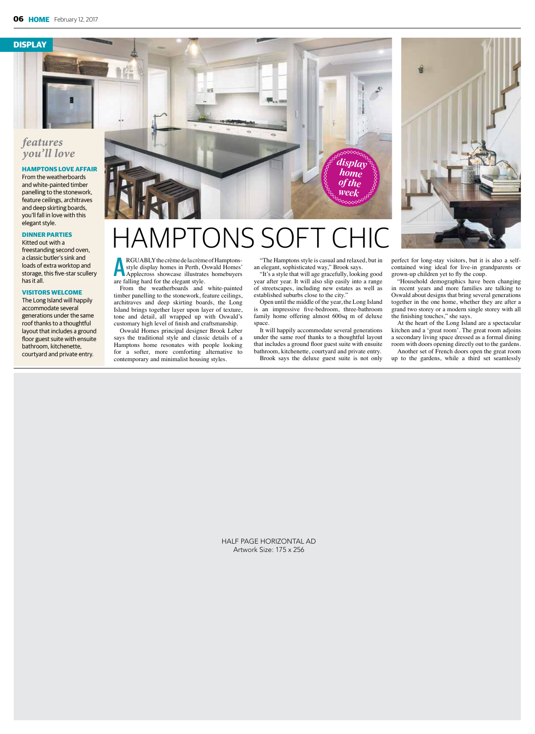DISPLAY

## features you'll love

**HAMPTONS LOVE AFFAIR**
From the weatherboards and white-painted timber panelling to the stonework, feature ceilings, architraves and deep skirting boards, you'll fall in love with this elegant style.

**DINNER PARTIES**
Kitted out with a freestanding second oven, a classic butler's sink and loads of extra worktop and storage, this five-star scullery has it all.

**VISITORS WELCOME**
The Long Island will happily accommodate several generations under the same roof thanks to a thoughtful layout that includes a ground floor guest suite with ensuite bathroom, kitchenette, courtyard and private entry.

*display home of the week*

# HAMPTONS SOFT CHIC

ARGUABLY the crème de la crème of Hamptons-style display homes in Perth, Oswald Homes' Applecross showcase illustrates homebuyers are falling hard for the elegant style.

From the weatherboards and white-painted timber panelling to the stonework, feature ceilings, architraves and deep skirting boards, the Long Island brings together layer upon layer of texture, tone and detail, all wrapped up with Oswald's customary high level of finish and craftsmanship.

Oswald Homes principal designer Brook Leber says the traditional style and classic details of a Hamptons home resonates with people looking for a softer, more comforting alternative to contemporary and minimalist housing styles.

"The Hamptons style is casual and relaxed, but in an elegant, sophisticated way," Brook says.

"It's a style that will age gracefully, looking good year after year. It will also slip easily into a range of streetscapes, including new estates as well as established suburbs close to the city."

Open until the middle of the year, the Long Island is an impressive five-bedroom, three-bathroom family home offering almost 600sq m of deluxe space.

It will happily accommodate several generations under the same roof thanks to a thoughtful layout that includes a ground floor guest suite with ensuite bathroom, kitchenette, courtyard and private entry.

Brook says the deluxe guest suite is not only perfect for long-stay visitors, but it is also a self-contained wing ideal for live-in grandparents or grown-up children yet to fly the coup.

"Household demographics have been changing in recent years and more families are talking to Oswald about designs that bring several generations together in the one home, whether they are after a grand two storey or a modern single storey with all the finishing touches," she says.

At the heart of the Long Island are a spectacular kitchen and a 'great room'. The great room adjoins a secondary living space dressed as a formal dining room with doors opening directly out to the gardens.

Another set of French doors open the great room up to the gardens, while a third set seamlessly

HALF PAGE HORIZONTAL AD
Artwork Size: 175 x 256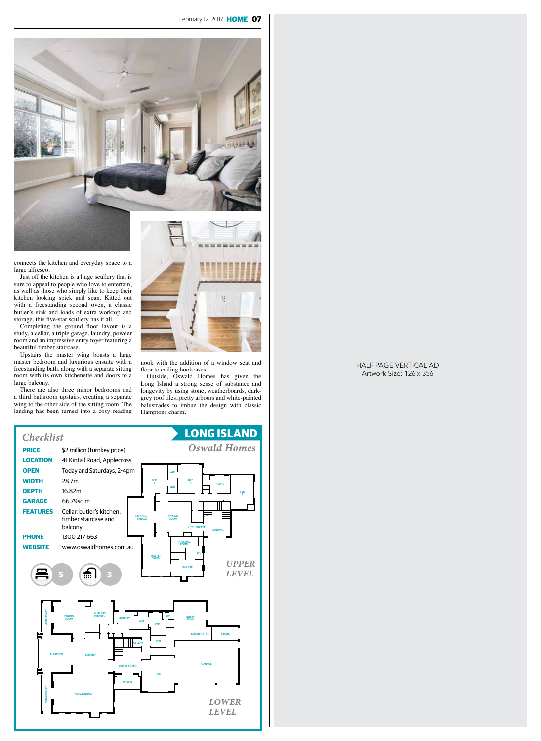connects the kitchen and everyday space to a large alfresco.

Just off the kitchen is a huge scullery that is sure to appeal to people who love to entertain, as well as those who simply like to keep their kitchen looking spick and span. Kitted out with a freestanding second oven, a classic butler's sink and loads of extra worktop and storage, this five-star scullery has it all.

Completing the ground floor layout is a study, a cellar, a triple garage, laundry, powder room and an impressive entry foyer featuring a beautiful timber staircase.

Upstairs the master wing boasts a large master bedroom and luxurious ensuite with a freestanding bath, along with a separate sitting room with its own kitchenette and doors to a large balcony.

There are also three minor bedrooms and a third bathroom upstairs, creating a separate wing to the other side of the sitting room. The landing has been turned into a cosy reading nook with the addition of a window seat and floor to ceiling bookcases.

Outside, Oswald Homes has given the Long Island a strong sense of substance and longevity by using stone, weatherboards, dark-grey roof tiles, pretty arbours and white-painted balustrades to imbue the design with classic Hamptons charm.

## Checklist

## LONG ISLAND

*Oswald Homes*

| | |
|---|---|
| **PRICE** | $2 million (turnkey price) |
| **LOCATION** | 41 Kintail Road, Applecross |
| **OPEN** | Today and Saturdays, 2-4pm |
| **WIDTH** | 28.7m |
| **DEPTH** | 16.82m |
| **GARAGE** | 66.79sq m |
| **FEATURES** | Cellar, butler's kitchen, timber staircase and balcony |
| **PHONE** | 1300 217 663 |
| **WEBSITE** | www.oswaldhomes.com.au |

5

3

*UPPER LEVEL*

*LOWER LEVEL*

HALF PAGE VERTICAL AD
Artwork Size: 126 x 356